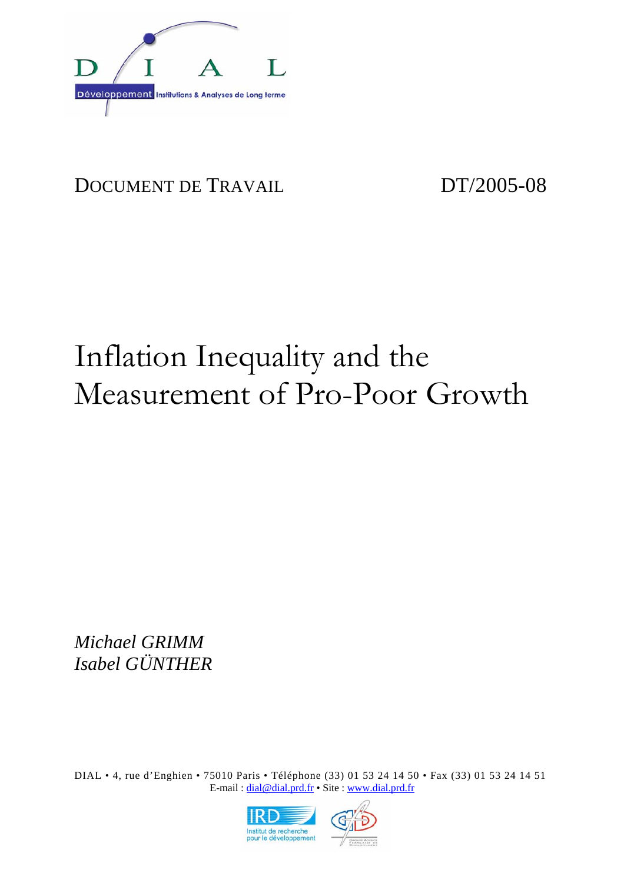DOCUMENT DE TRAVAIL DT/2005-08

# Inflation Inequality and the Measurement of Pro-Poor Growth

*Michael GRIMM*
*Isabel GÜNTHER*

DIAL • 4, rue d'Enghien • 75010 Paris • Téléphone (33) 01 53 24 14 50 • Fax (33) 01 53 24 14 51
E-mail : dial@dial.prd.fr • Site : www.dial.prd.fr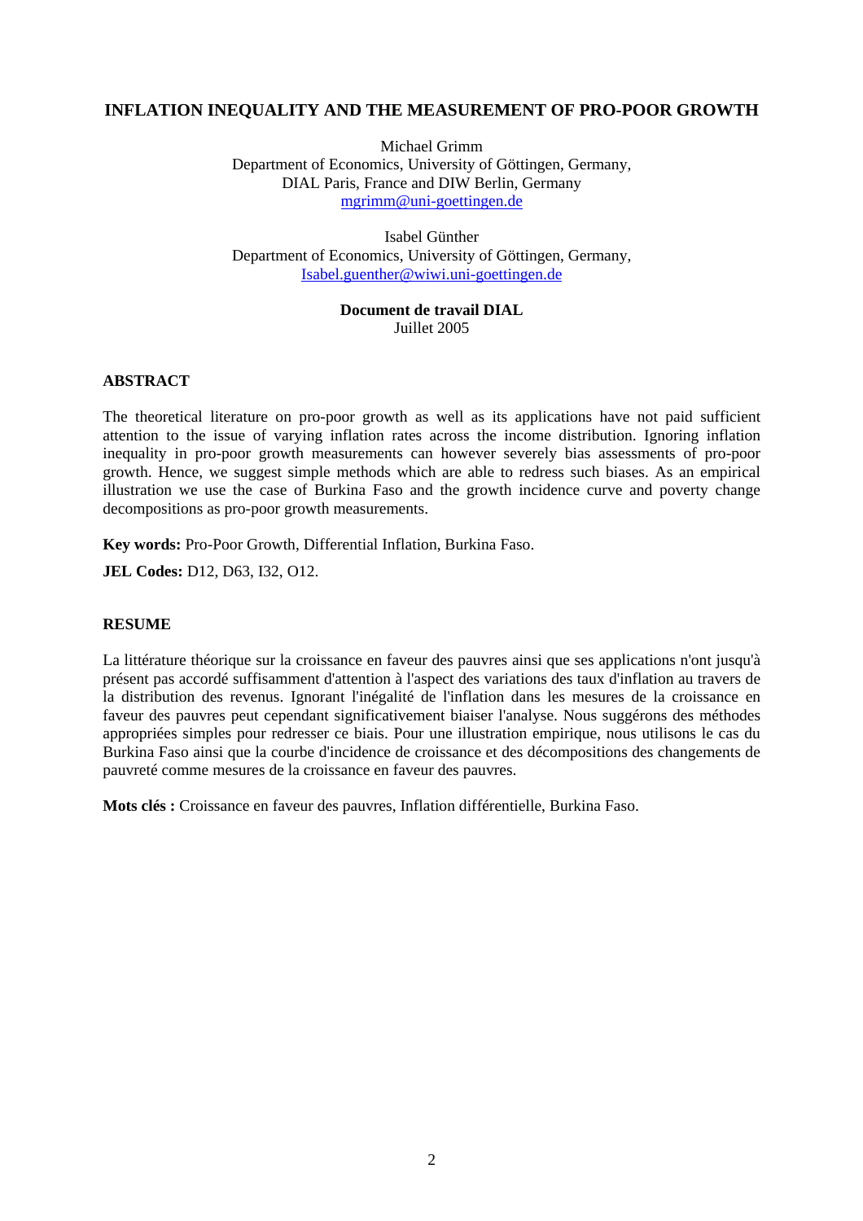# INFLATION INEQUALITY AND THE MEASUREMENT OF PRO-POOR GROWTH

Michael Grimm
Department of Economics, University of Göttingen, Germany,
DIAL Paris, France and DIW Berlin, Germany
mgrimm@uni-goettingen.de

Isabel Günther
Department of Economics, University of Göttingen, Germany,
Isabel.guenther@wiwi.uni-goettingen.de

**Document de travail DIAL**
Juillet 2005

## ABSTRACT

The theoretical literature on pro-poor growth as well as its applications have not paid sufficient attention to the issue of varying inflation rates across the income distribution. Ignoring inflation inequality in pro-poor growth measurements can however severely bias assessments of pro-poor growth. Hence, we suggest simple methods which are able to redress such biases. As an empirical illustration we use the case of Burkina Faso and the growth incidence curve and poverty change decompositions as pro-poor growth measurements.

**Key words:** Pro-Poor Growth, Differential Inflation, Burkina Faso.

**JEL Codes:** D12, D63, I32, O12.

## RESUME

La littérature théorique sur la croissance en faveur des pauvres ainsi que ses applications n'ont jusqu'à présent pas accordé suffisamment d'attention à l'aspect des variations des taux d'inflation au travers de la distribution des revenus. Ignorant l'inégalité de l'inflation dans les mesures de la croissance en faveur des pauvres peut cependant significativement biaiser l'analyse. Nous suggérons des méthodes appropriées simples pour redresser ce biais. Pour une illustration empirique, nous utilisons le cas du Burkina Faso ainsi que la courbe d'incidence de croissance et des décompositions des changements de pauvreté comme mesures de la croissance en faveur des pauvres.

**Mots clés :** Croissance en faveur des pauvres, Inflation différentielle, Burkina Faso.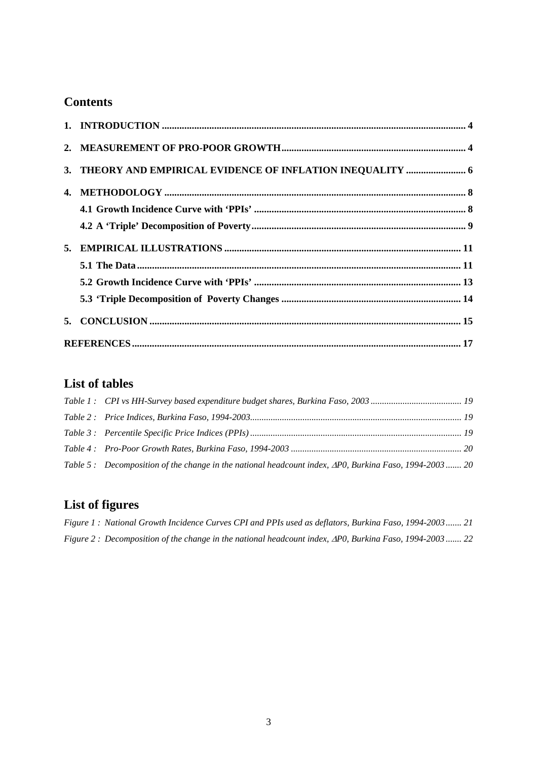## Contents

1. INTRODUCTION ........................................................................ 4
2. MEASUREMENT OF PRO-POOR GROWTH ........................................................................ 4
3. THEORY AND EMPIRICAL EVIDENCE OF INFLATION INEQUALITY ........................................................................ 6
4. METHODOLOGY ........................................................................ 8
   - 4.1 Growth Incidence Curve with 'PPIs' ........................................................................ 8
   - 4.2 A 'Triple' Decomposition of Poverty ........................................................................ 9
5. EMPIRICAL ILLUSTRATIONS ........................................................................ 11
   - 5.1 The Data ........................................................................ 11
   - 5.2 Growth Incidence Curve with 'PPIs' ........................................................................ 13
   - 5.3 'Triple Decomposition of Poverty Changes ........................................................................ 14
5. CONCLUSION ........................................................................ 15

REFERENCES ........................................................................ 17

## List of tables

*Table 1 : CPI vs HH-Survey based expenditure budget shares, Burkina Faso, 2003* ........................................................................ 19

*Table 2 : Price Indices, Burkina Faso, 1994-2003* ........................................................................ 19

*Table 3 : Percentile Specific Price Indices (PPIs)* ........................................................................ 19

*Table 4 : Pro-Poor Growth Rates, Burkina Faso, 1994-2003* ........................................................................ 20

*Table 5 : Decomposition of the change in the national headcount index, $\Delta P0$, Burkina Faso, 1994-2003* ........................................................................ 20

## List of figures

*Figure 1 : National Growth Incidence Curves CPI and PPIs used as deflators, Burkina Faso, 1994-2003* ........................................................................ 21

*Figure 2 : Decomposition of the change in the national headcount index, $\Delta P0$, Burkina Faso, 1994-2003* ........................................................................ 22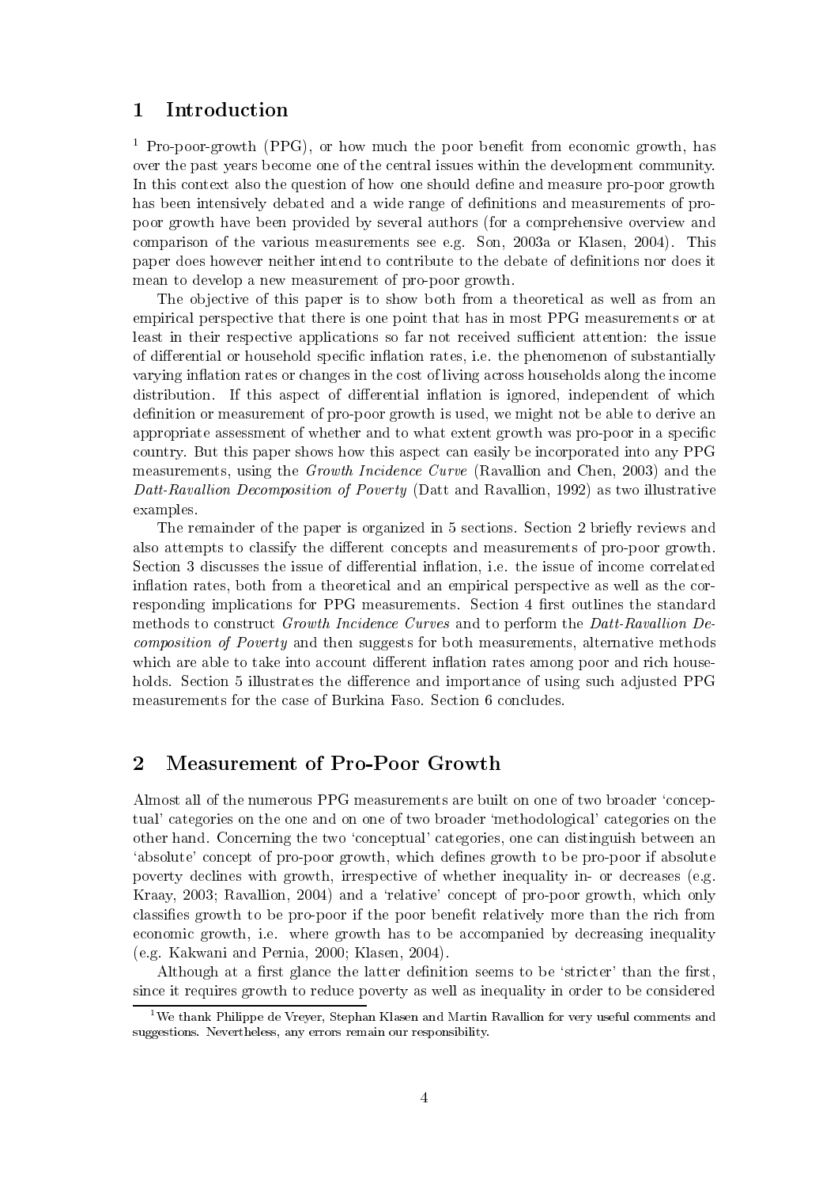# 1 Introduction

[1] Pro-poor-growth (PPG), or how much the poor benefit from economic growth, has over the past years become one of the central issues within the development community. In this context also the question of how one should define and measure pro-poor growth has been intensively debated and a wide range of definitions and measurements of pro-poor growth have been provided by several authors (for a comprehensive overview and comparison of the various measurements see e.g. Son, 2003a or Klasen, 2004). This paper does however neither intend to contribute to the debate of definitions nor does it mean to develop a new measurement of pro-poor growth.

The objective of this paper is to show both from a theoretical as well as from an empirical perspective that there is one point that has in most PPG measurements or at least in their respective applications so far not received sufficient attention: the issue of differential or household specific inflation rates, i.e. the phenomenon of substantially varying inflation rates or changes in the cost of living across households along the income distribution. If this aspect of differential inflation is ignored, independent of which definition or measurement of pro-poor growth is used, we might not be able to derive an appropriate assessment of whether and to what extent growth was pro-poor in a specific country. But this paper shows how this aspect can easily be incorporated into any PPG measurements, using the *Growth Incidence Curve* (Ravallion and Chen, 2003) and the *Datt-Ravallion Decomposition of Poverty* (Datt and Ravallion, 1992) as two illustrative examples.

The remainder of the paper is organized in 5 sections. Section 2 briefly reviews and also attempts to classify the different concepts and measurements of pro-poor growth. Section 3 discusses the issue of differential inflation, i.e. the issue of income correlated inflation rates, both from a theoretical and an empirical perspective as well as the corresponding implications for PPG measurements. Section 4 first outlines the standard methods to construct *Growth Incidence Curves* and to perform the *Datt-Ravallion Decomposition of Poverty* and then suggests for both measurements, alternative methods which are able to take into account different inflation rates among poor and rich households. Section 5 illustrates the difference and importance of using such adjusted PPG measurements for the case of Burkina Faso. Section 6 concludes.

# 2 Measurement of Pro-Poor Growth

Almost all of the numerous PPG measurements are built on one of two broader 'conceptual' categories on the one and on one of two broader 'methodological' categories on the other hand. Concerning the two 'conceptual' categories, one can distinguish between an 'absolute' concept of pro-poor growth, which defines growth to be pro-poor if absolute poverty declines with growth, irrespective of whether inequality in- or decreases (e.g. Kraay, 2003; Ravallion, 2004) and a 'relative' concept of pro-poor growth, which only classifies growth to be pro-poor if the poor benefit relatively more than the rich from economic growth, i.e. where growth has to be accompanied by decreasing inequality (e.g. Kakwani and Pernia, 2000; Klasen, 2004).

Although at a first glance the latter definition seems to be 'stricter' than the first, since it requires growth to reduce poverty as well as inequality in order to be considered

[1] We thank Philippe de Vreyer, Stephan Klasen and Martin Ravallion for very useful comments and suggestions. Nevertheless, any errors remain our responsibility.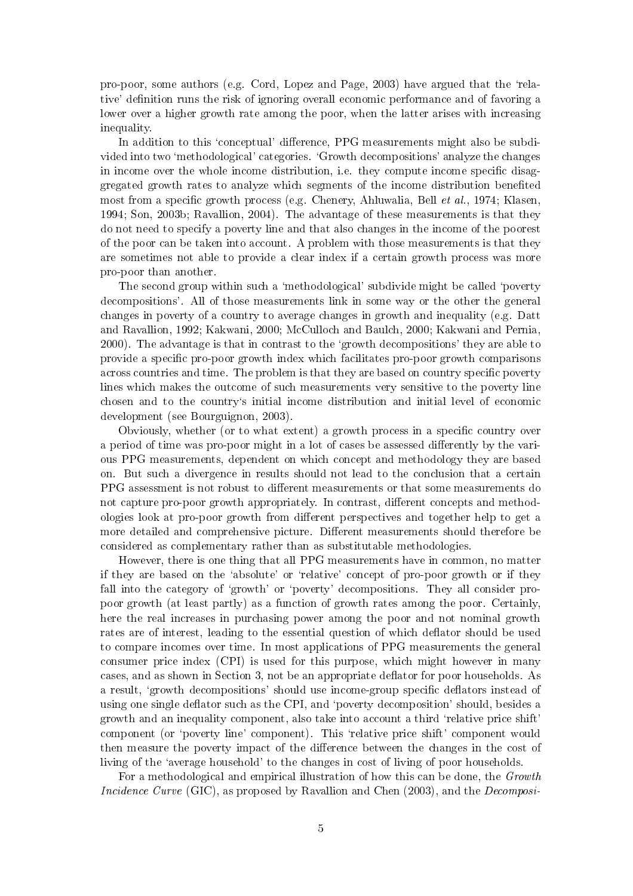pro-poor, some authors (e.g. Cord, Lopez and Page, 2003) have argued that the 'relative' definition runs the risk of ignoring overall economic performance and of favoring a lower over a higher growth rate among the poor, when the latter arises with increasing inequality.

In addition to this 'conceptual' difference, PPG measurements might also be subdivided into two 'methodological' categories. 'Growth decompositions' analyze the changes in income over the whole income distribution, i.e. they compute income specific disaggregated growth rates to analyze which segments of the income distribution benefited most from a specific growth process (e.g. Chenery, Ahluwalia, Bell *et al.*, 1974; Klasen, 1994; Son, 2003b; Ravallion, 2004). The advantage of these measurements is that they do not need to specify a poverty line and that also changes in the income of the poorest of the poor can be taken into account. A problem with those measurements is that they are sometimes not able to provide a clear index if a certain growth process was more pro-poor than another.

The second group within such a 'methodological' subdivide might be called 'poverty decompositions'. All of those measurements link in some way or the other the general changes in poverty of a country to average changes in growth and inequality (e.g. Datt and Ravallion, 1992; Kakwani, 2000; McCulloch and Baulch, 2000; Kakwani and Pernia, 2000). The advantage is that in contrast to the 'growth decompositions' they are able to provide a specific pro-poor growth index which facilitates pro-poor growth comparisons across countries and time. The problem is that they are based on country specific poverty lines which makes the outcome of such measurements very sensitive to the poverty line chosen and to the country's initial income distribution and initial level of economic development (see Bourguignon, 2003).

Obviously, whether (or to what extent) a growth process in a specific country over a period of time was pro-poor might in a lot of cases be assessed differently by the various PPG measurements, dependent on which concept and methodology they are based on. But such a divergence in results should not lead to the conclusion that a certain PPG assessment is not robust to different measurements or that some measurements do not capture pro-poor growth appropriately. In contrast, different concepts and methodologies look at pro-poor growth from different perspectives and together help to get a more detailed and comprehensive picture. Different measurements should therefore be considered as complementary rather than as substitutable methodologies.

However, there is one thing that all PPG measurements have in common, no matter if they are based on the 'absolute' or 'relative' concept of pro-poor growth or if they fall into the category of 'growth' or 'poverty' decompositions. They all consider pro-poor growth (at least partly) as a function of growth rates among the poor. Certainly, here the real increases in purchasing power among the poor and not nominal growth rates are of interest, leading to the essential question of which deflator should be used to compare incomes over time. In most applications of PPG measurements the general consumer price index (CPI) is used for this purpose, which might however in many cases, and as shown in Section 3, not be an appropriate deflator for poor households. As a result, 'growth decompositions' should use income-group specific deflators instead of using one single deflator such as the CPI, and 'poverty decomposition' should, besides a growth and an inequality component, also take into account a third 'relative price shift' component (or 'poverty line' component). This 'relative price shift' component would then measure the poverty impact of the difference between the changes in the cost of living of the 'average household' to the changes in cost of living of poor households.

For a methodological and empirical illustration of how this can be done, the *Growth Incidence Curve* (GIC), as proposed by Ravallion and Chen (2003), and the *Decomposi-*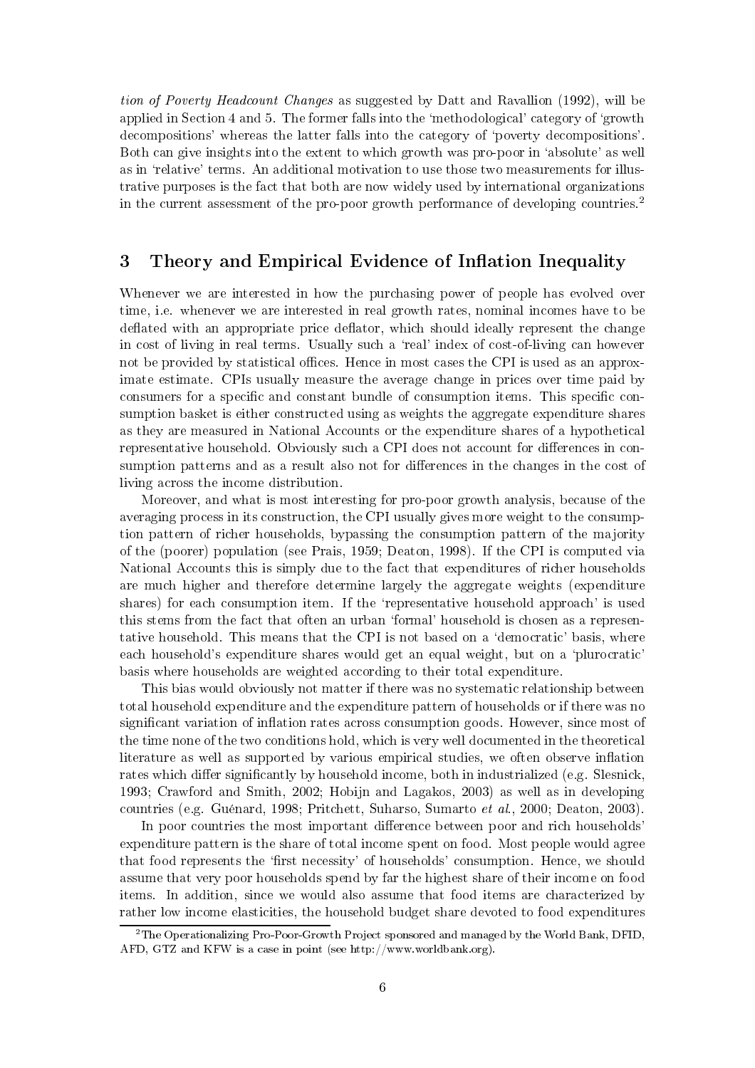*tion of Poverty Headcount Changes* as suggested by Datt and Ravallion (1992), will be applied in Section 4 and 5. The former falls into the 'methodological' category of 'growth decompositions' whereas the latter falls into the category of 'poverty decompositions'. Both can give insights into the extent to which growth was pro-poor in 'absolute' as well as in 'relative' terms. An additional motivation to use those two measurements for illustrative purposes is the fact that both are now widely used by international organizations in the current assessment of the pro-poor growth performance of developing countries.[2]

## 3 Theory and Empirical Evidence of Inflation Inequality

Whenever we are interested in how the purchasing power of people has evolved over time, i.e. whenever we are interested in real growth rates, nominal incomes have to be deflated with an appropriate price deflator, which should ideally represent the change in cost of living in real terms. Usually such a 'real' index of cost-of-living can however not be provided by statistical offices. Hence in most cases the CPI is used as an approximate estimate. CPIs usually measure the average change in prices over time paid by consumers for a specific and constant bundle of consumption items. This specific consumption basket is either constructed using as weights the aggregate expenditure shares as they are measured in National Accounts or the expenditure shares of a hypothetical representative household. Obviously such a CPI does not account for differences in consumption patterns and as a result also not for differences in the changes in the cost of living across the income distribution.

Moreover, and what is most interesting for pro-poor growth analysis, because of the averaging process in its construction, the CPI usually gives more weight to the consumption pattern of richer households, bypassing the consumption pattern of the majority of the (poorer) population (see Prais, 1959; Deaton, 1998). If the CPI is computed via National Accounts this is simply due to the fact that expenditures of richer households are much higher and therefore determine largely the aggregate weights (expenditure shares) for each consumption item. If the 'representative household approach' is used this stems from the fact that often an urban 'formal' household is chosen as a representative household. This means that the CPI is not based on a 'democratic' basis, where each household's expenditure shares would get an equal weight, but on a 'plurocratic' basis where households are weighted according to their total expenditure.

This bias would obviously not matter if there was no systematic relationship between total household expenditure and the expenditure pattern of households or if there was no significant variation of inflation rates across consumption goods. However, since most of the time none of the two conditions hold, which is very well documented in the theoretical literature as well as supported by various empirical studies, we often observe inflation rates which differ significantly by household income, both in industrialized (e.g. Slesnick, 1993; Crawford and Smith, 2002; Hobijn and Lagakos, 2003) as well as in developing countries (e.g. Guénard, 1998; Pritchett, Suharso, Sumarto *et al.*, 2000; Deaton, 2003).

In poor countries the most important difference between poor and rich households' expenditure pattern is the share of total income spent on food. Most people would agree that food represents the 'first necessity' of households' consumption. Hence, we should assume that very poor households spend by far the highest share of their income on food items. In addition, since we would also assume that food items are characterized by rather low income elasticities, the household budget share devoted to food expenditures

[2] The Operationalizing Pro-Poor-Growth Project sponsored and managed by the World Bank, DFID, AFD, GTZ and KFW is a case in point (see http://www.worldbank.org).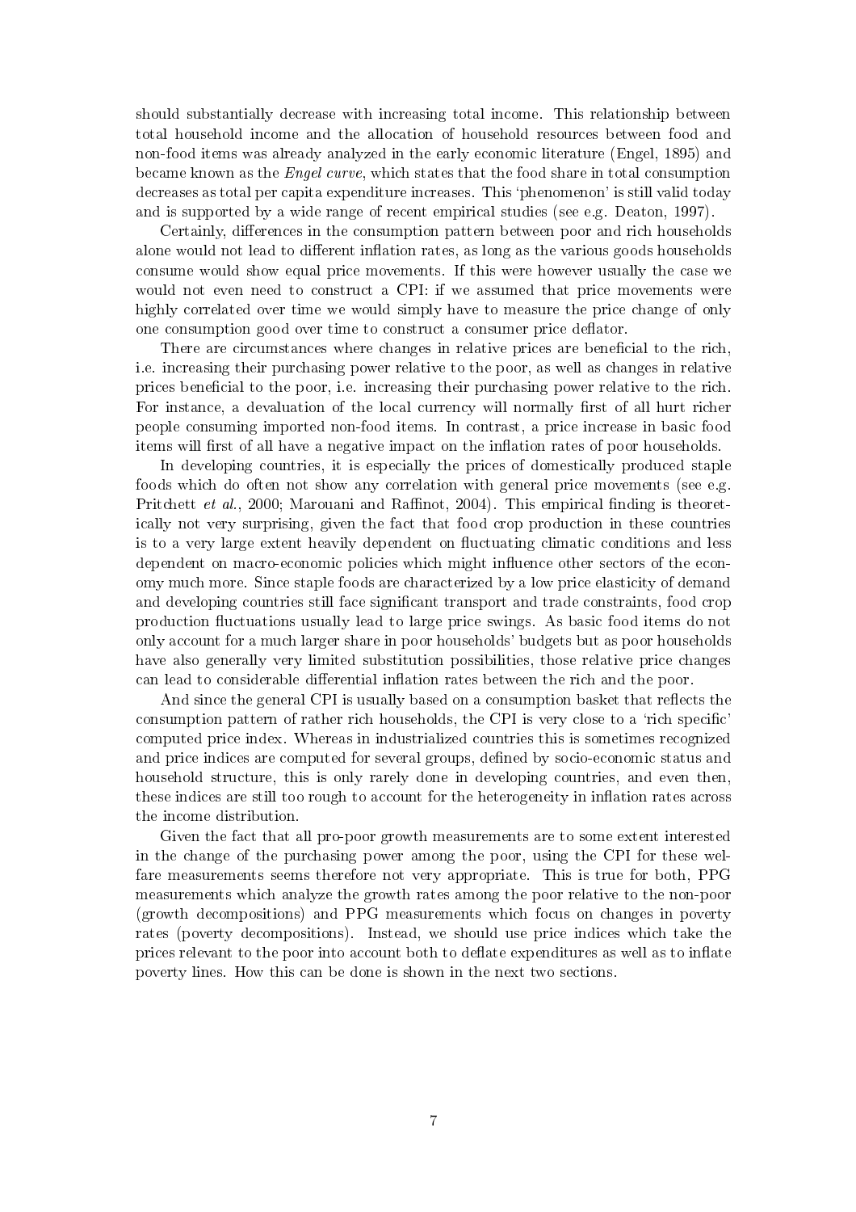should substantially decrease with increasing total income. This relationship between total household income and the allocation of household resources between food and non-food items was already analyzed in the early economic literature (Engel, 1895) and became known as the *Engel curve*, which states that the food share in total consumption decreases as total per capita expenditure increases. This 'phenomenon' is still valid today and is supported by a wide range of recent empirical studies (see e.g. Deaton, 1997).

Certainly, differences in the consumption pattern between poor and rich households alone would not lead to different inflation rates, as long as the various goods households consume would show equal price movements. If this were however usually the case we would not even need to construct a CPI: if we assumed that price movements were highly correlated over time we would simply have to measure the price change of only one consumption good over time to construct a consumer price deflator.

There are circumstances where changes in relative prices are beneficial to the rich, i.e. increasing their purchasing power relative to the poor, as well as changes in relative prices beneficial to the poor, i.e. increasing their purchasing power relative to the rich. For instance, a devaluation of the local currency will normally first of all hurt richer people consuming imported non-food items. In contrast, a price increase in basic food items will first of all have a negative impact on the inflation rates of poor households.

In developing countries, it is especially the prices of domestically produced staple foods which do often not show any correlation with general price movements (see e.g. Pritchett *et al.*, 2000; Marouani and Raffinot, 2004). This empirical finding is theoretically not very surprising, given the fact that food crop production in these countries is to a very large extent heavily dependent on fluctuating climatic conditions and less dependent on macro-economic policies which might influence other sectors of the economy much more. Since staple foods are characterized by a low price elasticity of demand and developing countries still face significant transport and trade constraints, food crop production fluctuations usually lead to large price swings. As basic food items do not only account for a much larger share in poor households' budgets but as poor households have also generally very limited substitution possibilities, those relative price changes can lead to considerable differential inflation rates between the rich and the poor.

And since the general CPI is usually based on a consumption basket that reflects the consumption pattern of rather rich households, the CPI is very close to a 'rich specific' computed price index. Whereas in industrialized countries this is sometimes recognized and price indices are computed for several groups, defined by socio-economic status and household structure, this is only rarely done in developing countries, and even then, these indices are still too rough to account for the heterogeneity in inflation rates across the income distribution.

Given the fact that all pro-poor growth measurements are to some extent interested in the change of the purchasing power among the poor, using the CPI for these welfare measurements seems therefore not very appropriate. This is true for both, PPG measurements which analyze the growth rates among the poor relative to the non-poor (growth decompositions) and PPG measurements which focus on changes in poverty rates (poverty decompositions). Instead, we should use price indices which take the prices relevant to the poor into account both to deflate expenditures as well as to inflate poverty lines. How this can be done is shown in the next two sections.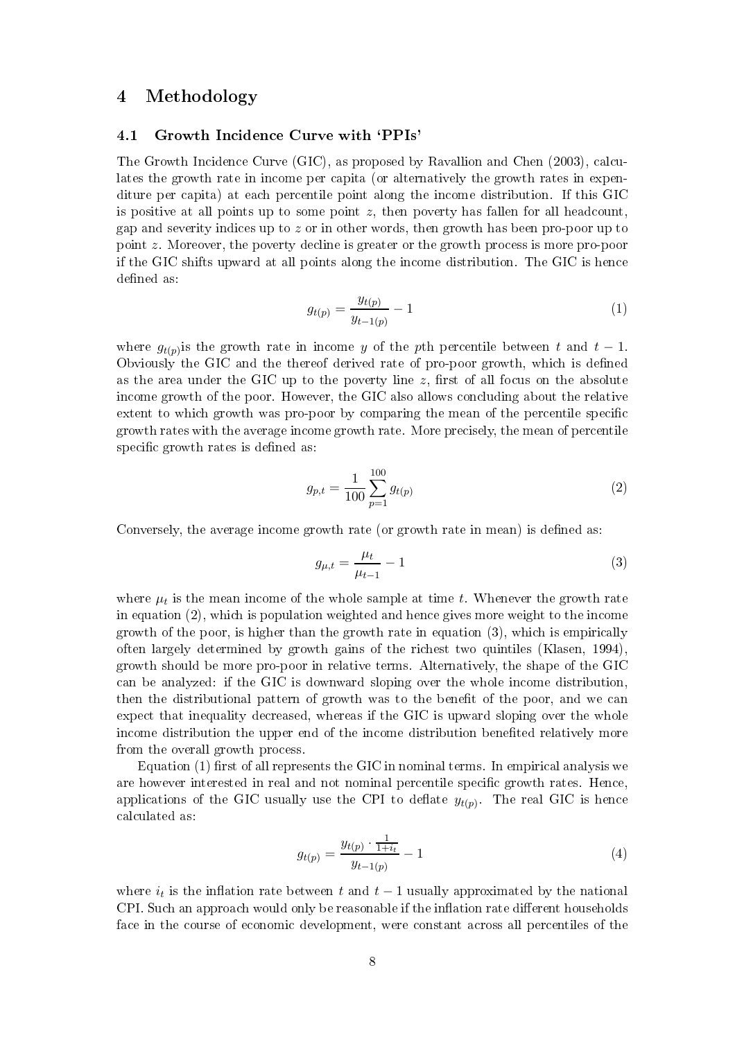# 4 Methodology

## 4.1 Growth Incidence Curve with 'PPIs'

The Growth Incidence Curve (GIC), as proposed by Ravallion and Chen (2003), calculates the growth rate in income per capita (or alternatively the growth rates in expenditure per capita) at each percentile point along the income distribution. If this GIC is positive at all points up to some point $z$, then poverty has fallen for all headcount, gap and severity indices up to $z$ or in other words, then growth has been pro-poor up to point $z$. Moreover, the poverty decline is greater or the growth process is more pro-poor if the GIC shifts upward at all points along the income distribution. The GIC is hence defined as:

$$g_{t(p)} = \frac{y_{t(p)}}{y_{t-1(p)}} - 1 \tag{1}$$

where $g_{t(p)}$is the growth rate in income $y$ of the $p$th percentile between $t$ and $t-1$. Obviously the GIC and the thereof derived rate of pro-poor growth, which is defined as the area under the GIC up to the poverty line $z$, first of all focus on the absolute income growth of the poor. However, the GIC also allows concluding about the relative extent to which growth was pro-poor by comparing the mean of the percentile specific growth rates with the average income growth rate. More precisely, the mean of percentile specific growth rates is defined as:

$$g_{p,t} = \frac{1}{100}\sum_{p=1}^{100} g_{t(p)} \tag{2}$$

Conversely, the average income growth rate (or growth rate in mean) is defined as:

$$g_{\mu,t} = \frac{\mu_t}{\mu_{t-1}} - 1 \tag{3}$$

where $\mu_t$ is the mean income of the whole sample at time $t$. Whenever the growth rate in equation (2), which is population weighted and hence gives more weight to the income growth of the poor, is higher than the growth rate in equation (3), which is empirically often largely determined by growth gains of the richest two quintiles (Klasen, 1994), growth should be more pro-poor in relative terms. Alternatively, the shape of the GIC can be analyzed: if the GIC is downward sloping over the whole income distribution, then the distributional pattern of growth was to the benefit of the poor, and we can expect that inequality decreased, whereas if the GIC is upward sloping over the whole income distribution the upper end of the income distribution benefited relatively more from the overall growth process.

Equation (1) first of all represents the GIC in nominal terms. In empirical analysis we are however interested in real and not nominal percentile specific growth rates. Hence, applications of the GIC usually use the CPI to deflate $y_{t(p)}$. The real GIC is hence calculated as:

$$g_{t(p)} = \frac{y_{t(p)} \cdot \frac{1}{1+i_t}}{y_{t-1(p)}} - 1 \tag{4}$$

where $i_t$ is the inflation rate between $t$ and $t-1$ usually approximated by the national CPI. Such an approach would only be reasonable if the inflation rate different households face in the course of economic development, were constant across all percentiles of the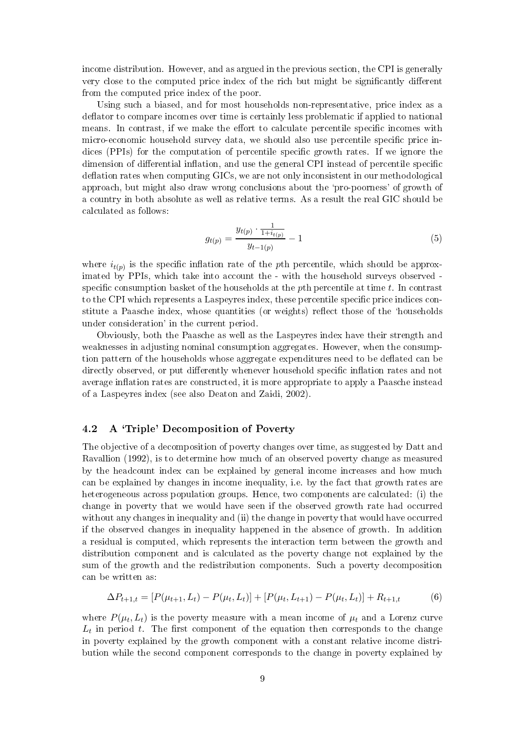income distribution. However, and as argued in the previous section, the CPI is generally very close to the computed price index of the rich but might be significantly different from the computed price index of the poor.

Using such a biased, and for most households non-representative, price index as a deflator to compare incomes over time is certainly less problematic if applied to national means. In contrast, if we make the effort to calculate percentile specific incomes with micro-economic household survey data, we should also use percentile specific price indices (PPIs) for the computation of percentile specific growth rates. If we ignore the dimension of differential inflation, and use the general CPI instead of percentile specific deflation rates when computing GICs, we are not only inconsistent in our methodological approach, but might also draw wrong conclusions about the 'pro-poorness' of growth of a country in both absolute as well as relative terms. As a result the real GIC should be calculated as follows:

$$g_{t(p)} = \frac{y_{t(p)} \cdot \frac{1}{1+i_{t(p)}}}{y_{t-1(p)}} - 1 \tag{5}$$

where $i_{t(p)}$ is the specific inflation rate of the $p$th percentile, which should be approximated by PPIs, which take into account the - with the household surveys observed - specific consumption basket of the households at the $p$th percentile at time $t$. In contrast to the CPI which represents a Laspeyres index, these percentile specific price indices constitute a Paasche index, whose quantities (or weights) reflect those of the 'households under consideration' in the current period.

Obviously, both the Paasche as well as the Laspeyres index have their strength and weaknesses in adjusting nominal consumption aggregates. However, when the consumption pattern of the households whose aggregate expenditures need to be deflated can be directly observed, or put differently whenever household specific inflation rates and not average inflation rates are constructed, it is more appropriate to apply a Paasche instead of a Laspeyres index (see also Deaton and Zaidi, 2002).

### 4.2 A 'Triple' Decomposition of Poverty

The objective of a decomposition of poverty changes over time, as suggested by Datt and Ravallion (1992), is to determine how much of an observed poverty change as measured by the headcount index can be explained by general income increases and how much can be explained by changes in income inequality, i.e. by the fact that growth rates are heterogeneous across population groups. Hence, two components are calculated: (i) the change in poverty that we would have seen if the observed growth rate had occurred without any changes in inequality and (ii) the change in poverty that would have occurred if the observed changes in inequality happened in the absence of growth. In addition a residual is computed, which represents the interaction term between the growth and distribution component and is calculated as the poverty change not explained by the sum of the growth and the redistribution components. Such a poverty decomposition can be written as:

$$\Delta P_{t+1,t} = [P(\mu_{t+1}, L_t) - P(\mu_t, L_t)] + [P(\mu_t, L_{t+1}) - P(\mu_t, L_t)] + R_{t+1,t} \tag{6}$$

where $P(\mu_t, L_t)$ is the poverty measure with a mean income of $\mu_t$ and a Lorenz curve $L_t$ in period $t$. The first component of the equation then corresponds to the change in poverty explained by the growth component with a constant relative income distribution while the second component corresponds to the change in poverty explained by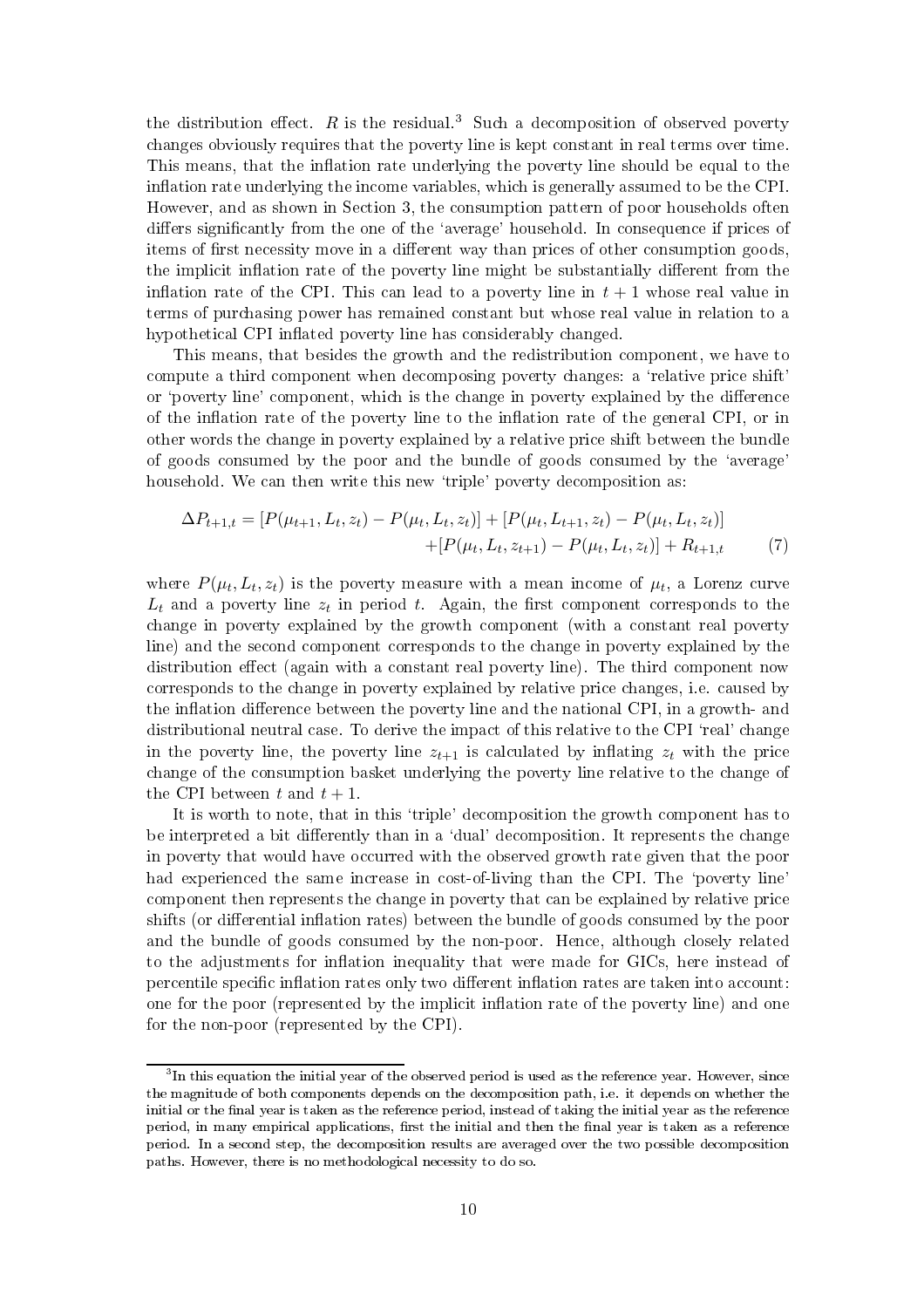the distribution effect. $R$ is the residual.[3] Such a decomposition of observed poverty changes obviously requires that the poverty line is kept constant in real terms over time. This means, that the inflation rate underlying the poverty line should be equal to the inflation rate underlying the income variables, which is generally assumed to be the CPI. However, and as shown in Section 3, the consumption pattern of poor households often differs significantly from the one of the 'average' household. In consequence if prices of items of first necessity move in a different way than prices of other consumption goods, the implicit inflation rate of the poverty line might be substantially different from the inflation rate of the CPI. This can lead to a poverty line in $t+1$ whose real value in terms of purchasing power has remained constant but whose real value in relation to a hypothetical CPI inflated poverty line has considerably changed.

This means, that besides the growth and the redistribution component, we have to compute a third component when decomposing poverty changes: a 'relative price shift' or 'poverty line' component, which is the change in poverty explained by the difference of the inflation rate of the poverty line to the inflation rate of the general CPI, or in other words the change in poverty explained by a relative price shift between the bundle of goods consumed by the poor and the bundle of goods consumed by the 'average' household. We can then write this new 'triple' poverty decomposition as:

$$
\begin{aligned}
\Delta P_{t+1,t} = [P(\mu_{t+1}, L_t, z_t) - P(\mu_t, L_t, z_t)] + [P(\mu_t, L_{t+1}, z_t) - P(\mu_t, L_t, z_t)] \\
+ [P(\mu_t, L_t, z_{t+1}) - P(\mu_t, L_t, z_t)] + R_{t+1,t} \qquad (7)
\end{aligned}
$$

where $P(\mu_t, L_t, z_t)$ is the poverty measure with a mean income of $\mu_t$, a Lorenz curve $L_t$ and a poverty line $z_t$ in period $t$. Again, the first component corresponds to the change in poverty explained by the growth component (with a constant real poverty line) and the second component corresponds to the change in poverty explained by the distribution effect (again with a constant real poverty line). The third component now corresponds to the change in poverty explained by relative price changes, i.e. caused by the inflation difference between the poverty line and the national CPI, in a growth- and distributional neutral case. To derive the impact of this relative to the CPI 'real' change in the poverty line, the poverty line $z_{t+1}$ is calculated by inflating $z_t$ with the price change of the consumption basket underlying the poverty line relative to the change of the CPI between $t$ and $t+1$.

It is worth to note, that in this 'triple' decomposition the growth component has to be interpreted a bit differently than in a 'dual' decomposition. It represents the change in poverty that would have occurred with the observed growth rate given that the poor had experienced the same increase in cost-of-living than the CPI. The 'poverty line' component then represents the change in poverty that can be explained by relative price shifts (or differential inflation rates) between the bundle of goods consumed by the poor and the bundle of goods consumed by the non-poor. Hence, although closely related to the adjustments for inflation inequality that were made for GICs, here instead of percentile specific inflation rates only two different inflation rates are taken into account: one for the poor (represented by the implicit inflation rate of the poverty line) and one for the non-poor (represented by the CPI).

[3] In this equation the initial year of the observed period is used as the reference year. However, since the magnitude of both components depends on the decomposition path, i.e. it depends on whether the initial or the final year is taken as the reference period, instead of taking the initial year as the reference period, in many empirical applications, first the initial and then the final year is taken as a reference period. In a second step, the decomposition results are averaged over the two possible decomposition paths. However, there is no methodological necessity to do so.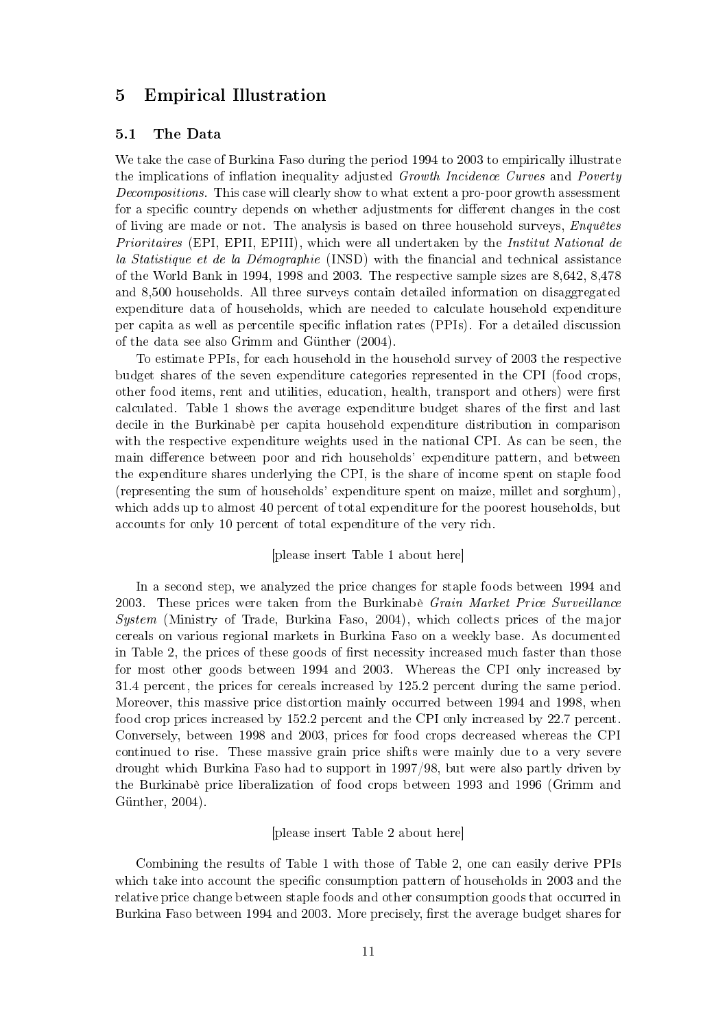## 5 Empirical Illustration

### 5.1 The Data

We take the case of Burkina Faso during the period 1994 to 2003 to empirically illustrate the implications of inflation inequality adjusted *Growth Incidence Curves* and *Poverty Decompositions*. This case will clearly show to what extent a pro-poor growth assessment for a specific country depends on whether adjustments for different changes in the cost of living are made or not. The analysis is based on three household surveys, *Enquêtes Prioritaires* (EPI, EPII, EPIII), which were all undertaken by the *Institut National de la Statistique et de la Démographie* (INSD) with the financial and technical assistance of the World Bank in 1994, 1998 and 2003. The respective sample sizes are 8,642, 8,478 and 8,500 households. All three surveys contain detailed information on disaggregated expenditure data of households, which are needed to calculate household expenditure per capita as well as percentile specific inflation rates (PPIs). For a detailed discussion of the data see also Grimm and Günther (2004).

To estimate PPIs, for each household in the household survey of 2003 the respective budget shares of the seven expenditure categories represented in the CPI (food crops, other food items, rent and utilities, education, health, transport and others) were first calculated. Table 1 shows the average expenditure budget shares of the first and last decile in the Burkinabè per capita household expenditure distribution in comparison with the respective expenditure weights used in the national CPI. As can be seen, the main difference between poor and rich households' expenditure pattern, and between the expenditure shares underlying the CPI, is the share of income spent on staple food (representing the sum of households' expenditure spent on maize, millet and sorghum), which adds up to almost 40 percent of total expenditure for the poorest households, but accounts for only 10 percent of total expenditure of the very rich.

[please insert Table 1 about here]

In a second step, we analyzed the price changes for staple foods between 1994 and 2003. These prices were taken from the Burkinabè *Grain Market Price Surveillance System* (Ministry of Trade, Burkina Faso, 2004), which collects prices of the major cereals on various regional markets in Burkina Faso on a weekly base. As documented in Table 2, the prices of these goods of first necessity increased much faster than those for most other goods between 1994 and 2003. Whereas the CPI only increased by 31.4 percent, the prices for cereals increased by 125.2 percent during the same period. Moreover, this massive price distortion mainly occurred between 1994 and 1998, when food crop prices increased by 152.2 percent and the CPI only increased by 22.7 percent. Conversely, between 1998 and 2003, prices for food crops decreased whereas the CPI continued to rise. These massive grain price shifts were mainly due to a very severe drought which Burkina Faso had to support in 1997/98, but were also partly driven by the Burkinabè price liberalization of food crops between 1993 and 1996 (Grimm and Günther, 2004).

[please insert Table 2 about here]

Combining the results of Table 1 with those of Table 2, one can easily derive PPIs which take into account the specific consumption pattern of households in 2003 and the relative price change between staple foods and other consumption goods that occurred in Burkina Faso between 1994 and 2003. More precisely, first the average budget shares for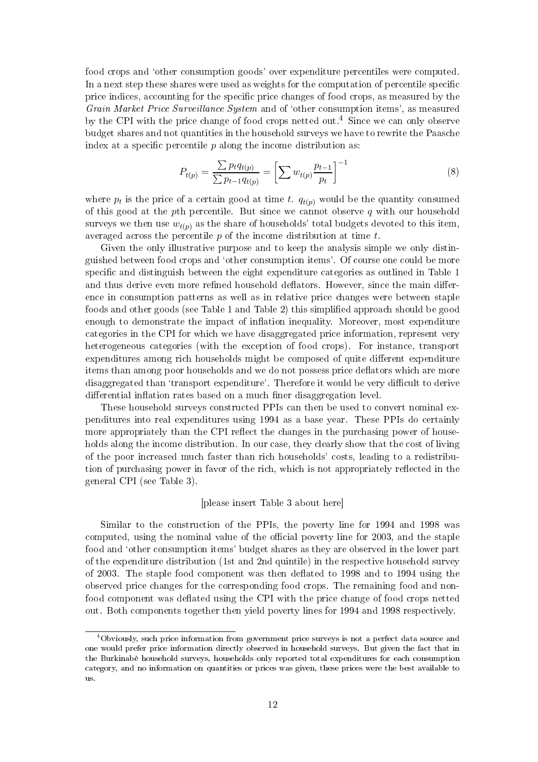food crops and 'other consumption goods' over expenditure percentiles were computed. In a next step these shares were used as weights for the computation of percentile specific price indices, accounting for the specific price changes of food crops, as measured by the *Grain Market Price Surveillance System* and of 'other consumption items', as measured by the CPI with the price change of food crops netted out.[4] Since we can only observe budget shares and not quantities in the household surveys we have to rewrite the Paasche index at a specific percentile $p$ along the income distribution as:

$$P_{t(p)} = \frac{\sum p_t q_{t(p)}}{\sum p_{t-1} q_{t(p)}} = \left[ \sum w_{t(p)} \frac{p_{t-1}}{p_t} \right]^{-1} \tag{8}$$

where $p_t$ is the price of a certain good at time $t$. $q_{t(p)}$ would be the quantity consumed of this good at the $p$th percentile. But since we cannot observe $q$ with our household surveys we then use $w_{t(p)}$ as the share of households' total budgets devoted to this item, averaged across the percentile $p$ of the income distribution at time $t$.

Given the only illustrative purpose and to keep the analysis simple we only distinguished between food crops and 'other consumption items'. Of course one could be more specific and distinguish between the eight expenditure categories as outlined in Table 1 and thus derive even more refined household deflators. However, since the main difference in consumption patterns as well as in relative price changes were between staple foods and other goods (see Table 1 and Table 2) this simplified approach should be good enough to demonstrate the impact of inflation inequality. Moreover, most expenditure categories in the CPI for which we have disaggregated price information, represent very heterogeneous categories (with the exception of food crops). For instance, transport expenditures among rich households might be composed of quite different expenditure items than among poor households and we do not possess price deflators which are more disaggregated than 'transport expenditure'. Therefore it would be very difficult to derive differential inflation rates based on a much finer disaggregation level.

These household surveys constructed PPIs can then be used to convert nominal expenditures into real expenditures using 1994 as a base year. These PPIs do certainly more appropriately than the CPI reflect the changes in the purchasing power of households along the income distribution. In our case, they clearly show that the cost of living of the poor increased much faster than rich households' costs, leading to a redistribution of purchasing power in favor of the rich, which is not appropriately reflected in the general CPI (see Table 3).

[please insert Table 3 about here]

Similar to the construction of the PPIs, the poverty line for 1994 and 1998 was computed, using the nominal value of the official poverty line for 2003, and the staple food and 'other consumption items' budget shares as they are observed in the lower part of the expenditure distribution (1st and 2nd quintile) in the respective household survey of 2003. The staple food component was then deflated to 1998 and to 1994 using the observed price changes for the corresponding food crops. The remaining food and non-food component was deflated using the CPI with the price change of food crops netted out. Both components together then yield poverty lines for 1994 and 1998 respectively.

[4] Obviously, such price information from government price surveys is not a perfect data source and one would prefer price information directly observed in household surveys. But given the fact that in the Burkinabè household surveys, households only reported total expenditures for each consumption category, and no information on quantities or prices was given, these prices were the best available to us.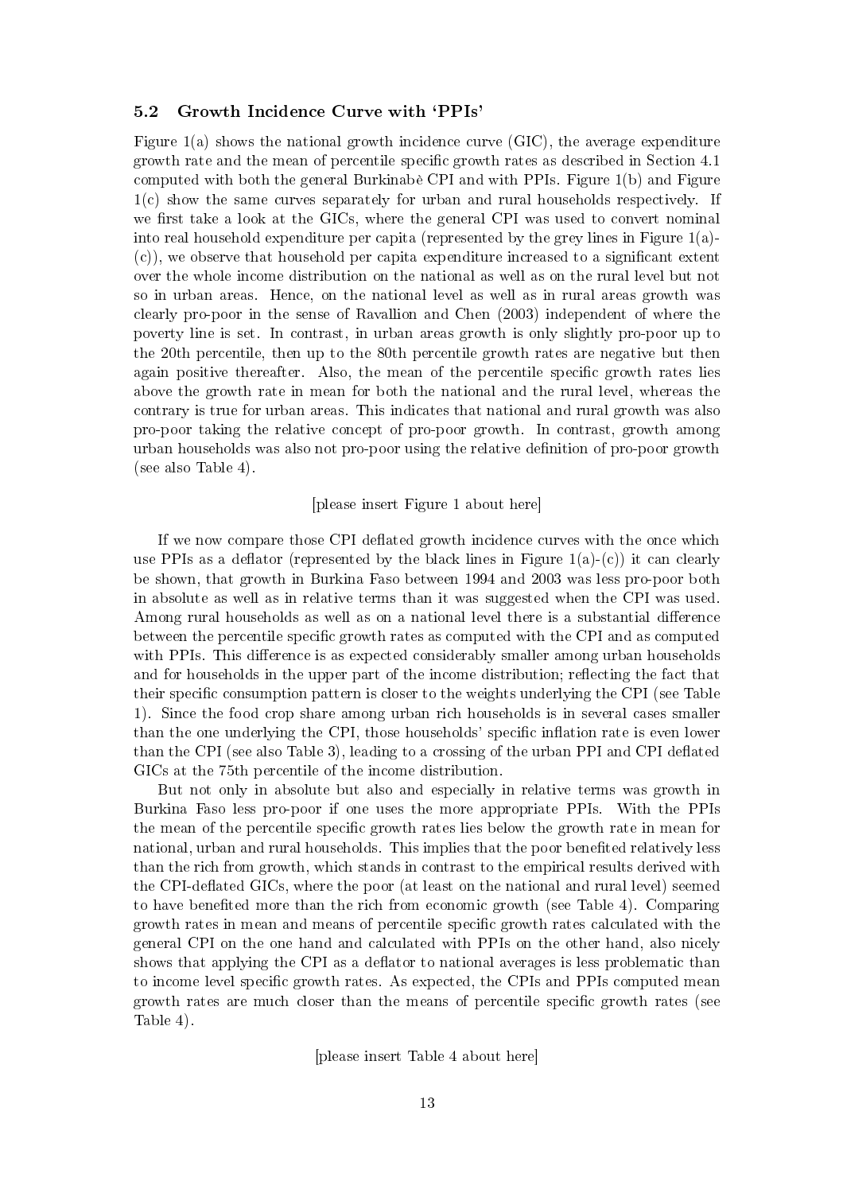### 5.2 Growth Incidence Curve with 'PPIs'

Figure 1(a) shows the national growth incidence curve (GIC), the average expenditure growth rate and the mean of percentile specific growth rates as described in Section 4.1 computed with both the general Burkinabè CPI and with PPIs. Figure 1(b) and Figure 1(c) show the same curves separately for urban and rural households respectively. If we first take a look at the GICs, where the general CPI was used to convert nominal into real household expenditure per capita (represented by the grey lines in Figure 1(a)-(c)), we observe that household per capita expenditure increased to a significant extent over the whole income distribution on the national as well as on the rural level but not so in urban areas. Hence, on the national level as well as in rural areas growth was clearly pro-poor in the sense of Ravallion and Chen (2003) independent of where the poverty line is set. In contrast, in urban areas growth is only slightly pro-poor up to the 20th percentile, then up to the 80th percentile growth rates are negative but then again positive thereafter. Also, the mean of the percentile specific growth rates lies above the growth rate in mean for both the national and the rural level, whereas the contrary is true for urban areas. This indicates that national and rural growth was also pro-poor taking the relative concept of pro-poor growth. In contrast, growth among urban households was also not pro-poor using the relative definition of pro-poor growth (see also Table 4).

[please insert Figure 1 about here]

If we now compare those CPI deflated growth incidence curves with the once which use PPIs as a deflator (represented by the black lines in Figure 1(a)-(c)) it can clearly be shown, that growth in Burkina Faso between 1994 and 2003 was less pro-poor both in absolute as well as in relative terms than it was suggested when the CPI was used. Among rural households as well as on a national level there is a substantial difference between the percentile specific growth rates as computed with the CPI and as computed with PPIs. This difference is as expected considerably smaller among urban households and for households in the upper part of the income distribution; reflecting the fact that their specific consumption pattern is closer to the weights underlying the CPI (see Table 1). Since the food crop share among urban rich households is in several cases smaller than the one underlying the CPI, those households' specific inflation rate is even lower than the CPI (see also Table 3), leading to a crossing of the urban PPI and CPI deflated GICs at the 75th percentile of the income distribution.

But not only in absolute but also and especially in relative terms was growth in Burkina Faso less pro-poor if one uses the more appropriate PPIs. With the PPIs the mean of the percentile specific growth rates lies below the growth rate in mean for national, urban and rural households. This implies that the poor benefited relatively less than the rich from growth, which stands in contrast to the empirical results derived with the CPI-deflated GICs, where the poor (at least on the national and rural level) seemed to have benefited more than the rich from economic growth (see Table 4). Comparing growth rates in mean and means of percentile specific growth rates calculated with the general CPI on the one hand and calculated with PPIs on the other hand, also nicely shows that applying the CPI as a deflator to national averages is less problematic than to income level specific growth rates. As expected, the CPIs and PPIs computed mean growth rates are much closer than the means of percentile specific growth rates (see Table 4).

[please insert Table 4 about here]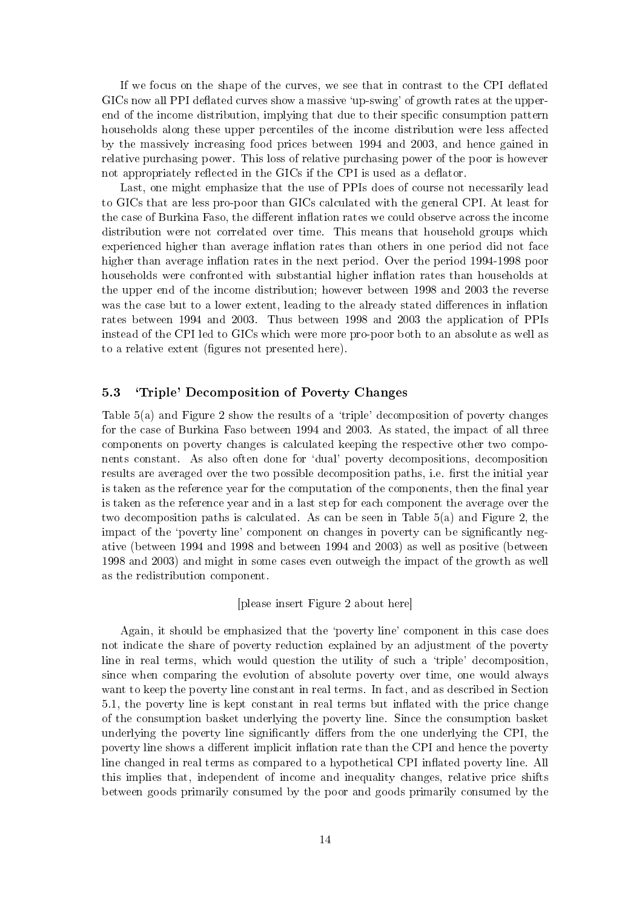If we focus on the shape of the curves, we see that in contrast to the CPI deflated GICs now all PPI deflated curves show a massive 'up-swing' of growth rates at the upper-end of the income distribution, implying that due to their specific consumption pattern households along these upper percentiles of the income distribution were less affected by the massively increasing food prices between 1994 and 2003, and hence gained in relative purchasing power. This loss of relative purchasing power of the poor is however not appropriately reflected in the GICs if the CPI is used as a deflator.

Last, one might emphasize that the use of PPIs does of course not necessarily lead to GICs that are less pro-poor than GICs calculated with the general CPI. At least for the case of Burkina Faso, the different inflation rates we could observe across the income distribution were not correlated over time. This means that household groups which experienced higher than average inflation rates than others in one period did not face higher than average inflation rates in the next period. Over the period 1994-1998 poor households were confronted with substantial higher inflation rates than households at the upper end of the income distribution; however between 1998 and 2003 the reverse was the case but to a lower extent, leading to the already stated differences in inflation rates between 1994 and 2003. Thus between 1998 and 2003 the application of PPIs instead of the CPI led to GICs which were more pro-poor both to an absolute as well as to a relative extent (figures not presented here).

### 5.3 'Triple' Decomposition of Poverty Changes

Table 5(a) and Figure 2 show the results of a 'triple' decomposition of poverty changes for the case of Burkina Faso between 1994 and 2003. As stated, the impact of all three components on poverty changes is calculated keeping the respective other two components constant. As also often done for 'dual' poverty decompositions, decomposition results are averaged over the two possible decomposition paths, i.e. first the initial year is taken as the reference year for the computation of the components, then the final year is taken as the reference year and in a last step for each component the average over the two decomposition paths is calculated. As can be seen in Table 5(a) and Figure 2, the impact of the 'poverty line' component on changes in poverty can be significantly negative (between 1994 and 1998 and between 1994 and 2003) as well as positive (between 1998 and 2003) and might in some cases even outweigh the impact of the growth as well as the redistribution component.

[please insert Figure 2 about here]

Again, it should be emphasized that the 'poverty line' component in this case does not indicate the share of poverty reduction explained by an adjustment of the poverty line in real terms, which would question the utility of such a 'triple' decomposition, since when comparing the evolution of absolute poverty over time, one would always want to keep the poverty line constant in real terms. In fact, and as described in Section 5.1, the poverty line is kept constant in real terms but inflated with the price change of the consumption basket underlying the poverty line. Since the consumption basket underlying the poverty line significantly differs from the one underlying the CPI, the poverty line shows a different implicit inflation rate than the CPI and hence the poverty line changed in real terms as compared to a hypothetical CPI inflated poverty line. All this implies that, independent of income and inequality changes, relative price shifts between goods primarily consumed by the poor and goods primarily consumed by the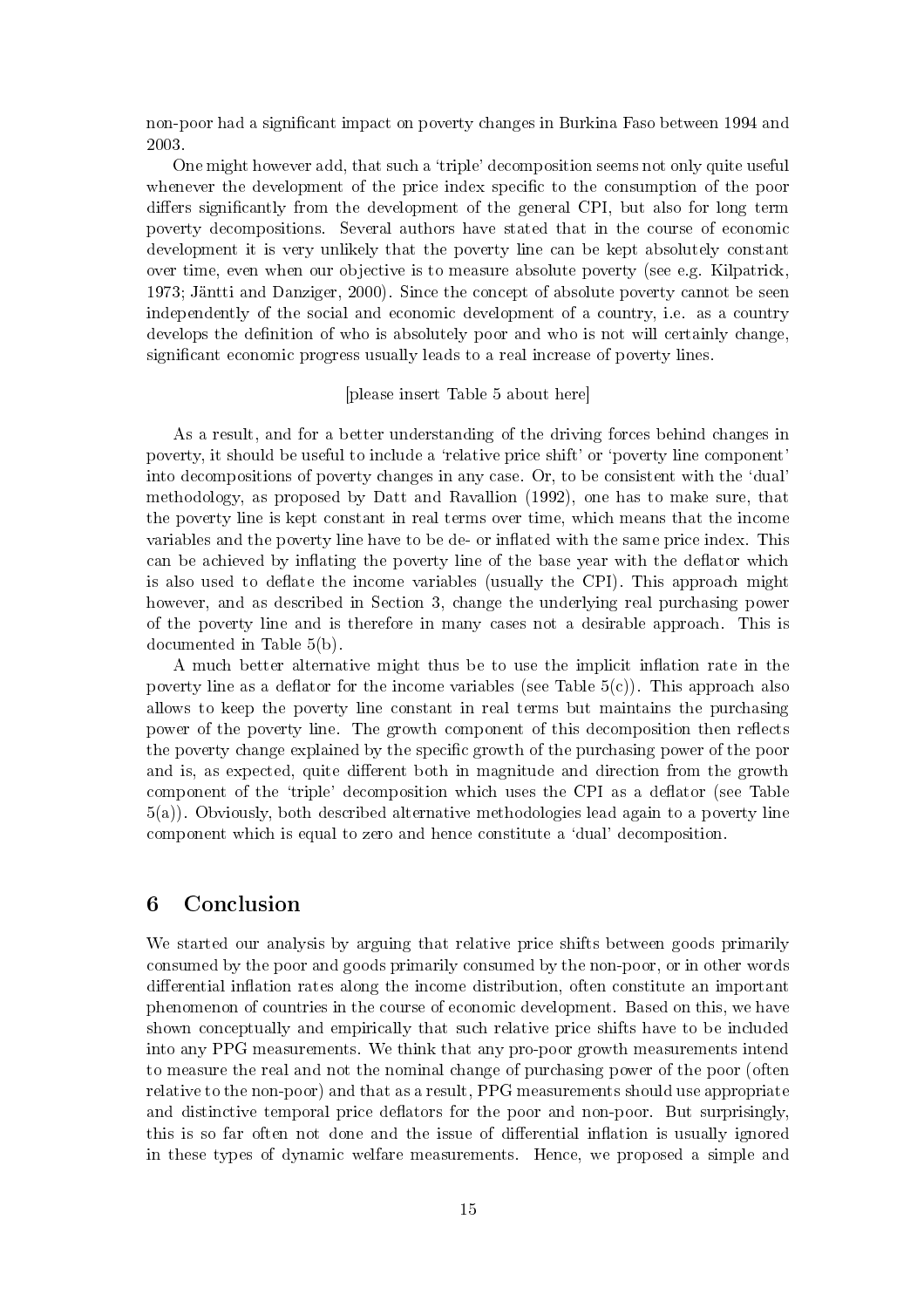non-poor had a significant impact on poverty changes in Burkina Faso between 1994 and 2003.

One might however add, that such a 'triple' decomposition seems not only quite useful whenever the development of the price index specific to the consumption of the poor differs significantly from the development of the general CPI, but also for long term poverty decompositions. Several authors have stated that in the course of economic development it is very unlikely that the poverty line can be kept absolutely constant over time, even when our objective is to measure absolute poverty (see e.g. Kilpatrick, 1973; Jäntti and Danziger, 2000). Since the concept of absolute poverty cannot be seen independently of the social and economic development of a country, i.e. as a country develops the definition of who is absolutely poor and who is not will certainly change, significant economic progress usually leads to a real increase of poverty lines.

[please insert Table 5 about here]

As a result, and for a better understanding of the driving forces behind changes in poverty, it should be useful to include a 'relative price shift' or 'poverty line component' into decompositions of poverty changes in any case. Or, to be consistent with the 'dual' methodology, as proposed by Datt and Ravallion (1992), one has to make sure, that the poverty line is kept constant in real terms over time, which means that the income variables and the poverty line have to be de- or inflated with the same price index. This can be achieved by inflating the poverty line of the base year with the deflator which is also used to deflate the income variables (usually the CPI). This approach might however, and as described in Section 3, change the underlying real purchasing power of the poverty line and is therefore in many cases not a desirable approach. This is documented in Table 5(b).

A much better alternative might thus be to use the implicit inflation rate in the poverty line as a deflator for the income variables (see Table 5(c)). This approach also allows to keep the poverty line constant in real terms but maintains the purchasing power of the poverty line. The growth component of this decomposition then reflects the poverty change explained by the specific growth of the purchasing power of the poor and is, as expected, quite different both in magnitude and direction from the growth component of the 'triple' decomposition which uses the CPI as a deflator (see Table 5(a)). Obviously, both described alternative methodologies lead again to a poverty line component which is equal to zero and hence constitute a 'dual' decomposition.

## 6 Conclusion

We started our analysis by arguing that relative price shifts between goods primarily consumed by the poor and goods primarily consumed by the non-poor, or in other words differential inflation rates along the income distribution, often constitute an important phenomenon of countries in the course of economic development. Based on this, we have shown conceptually and empirically that such relative price shifts have to be included into any PPG measurements. We think that any pro-poor growth measurements intend to measure the real and not the nominal change of purchasing power of the poor (often relative to the non-poor) and that as a result, PPG measurements should use appropriate and distinctive temporal price deflators for the poor and non-poor. But surprisingly, this is so far often not done and the issue of differential inflation is usually ignored in these types of dynamic welfare measurements. Hence, we proposed a simple and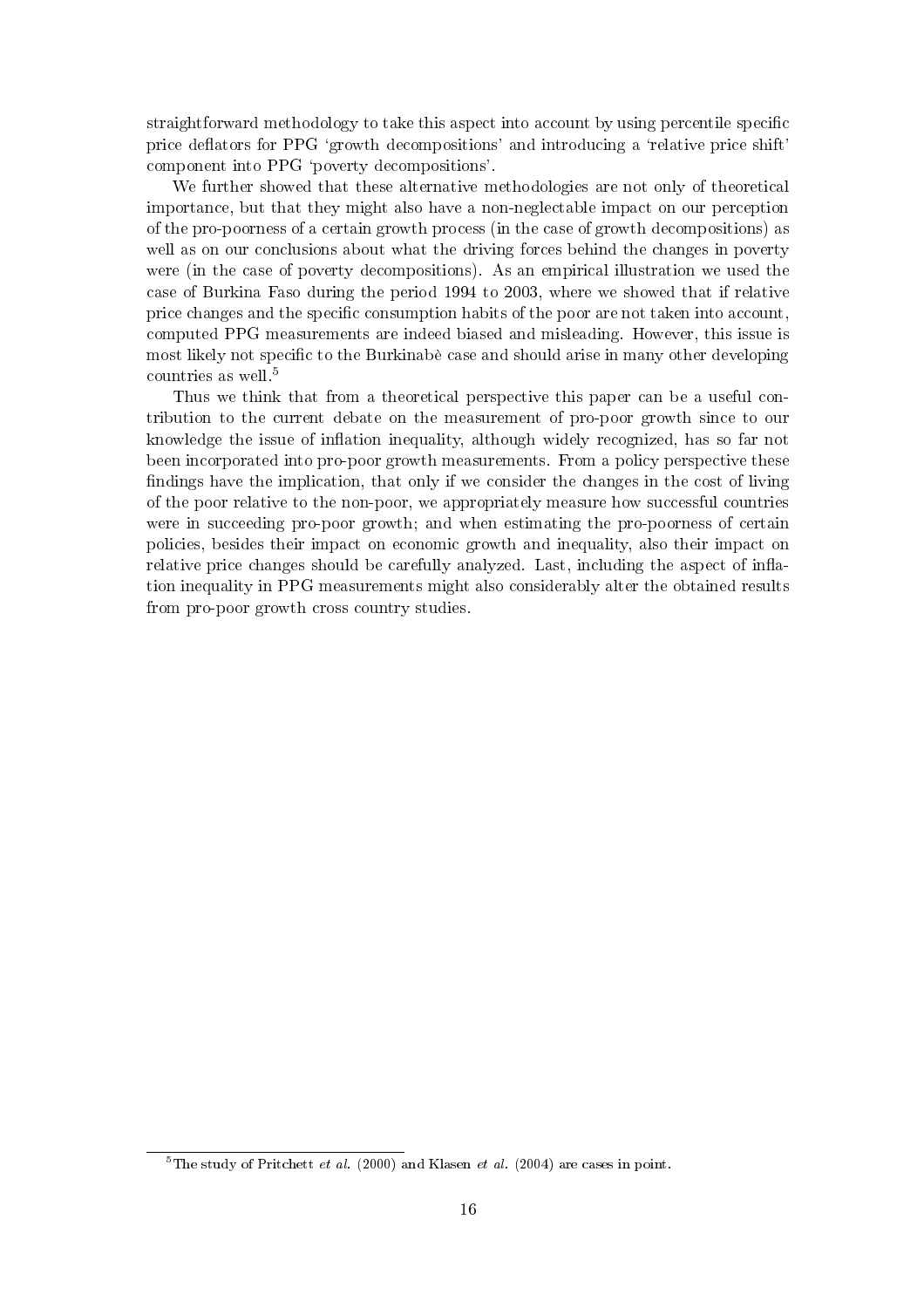straightforward methodology to take this aspect into account by using percentile specific price deflators for PPG 'growth decompositions' and introducing a 'relative price shift' component into PPG 'poverty decompositions'.

We further showed that these alternative methodologies are not only of theoretical importance, but that they might also have a non-neglectable impact on our perception of the pro-poorness of a certain growth process (in the case of growth decompositions) as well as on our conclusions about what the driving forces behind the changes in poverty were (in the case of poverty decompositions). As an empirical illustration we used the case of Burkina Faso during the period 1994 to 2003, where we showed that if relative price changes and the specific consumption habits of the poor are not taken into account, computed PPG measurements are indeed biased and misleading. However, this issue is most likely not specific to the Burkinabè case and should arise in many other developing countries as well.[5]

Thus we think that from a theoretical perspective this paper can be a useful contribution to the current debate on the measurement of pro-poor growth since to our knowledge the issue of inflation inequality, although widely recognized, has so far not been incorporated into pro-poor growth measurements. From a policy perspective these findings have the implication, that only if we consider the changes in the cost of living of the poor relative to the non-poor, we appropriately measure how successful countries were in succeeding pro-poor growth; and when estimating the pro-poorness of certain policies, besides their impact on economic growth and inequality, also their impact on relative price changes should be carefully analyzed. Last, including the aspect of inflation inequality in PPG measurements might also considerably alter the obtained results from pro-poor growth cross country studies.

[5] The study of Pritchett *et al.* (2000) and Klasen *et al.* (2004) are cases in point.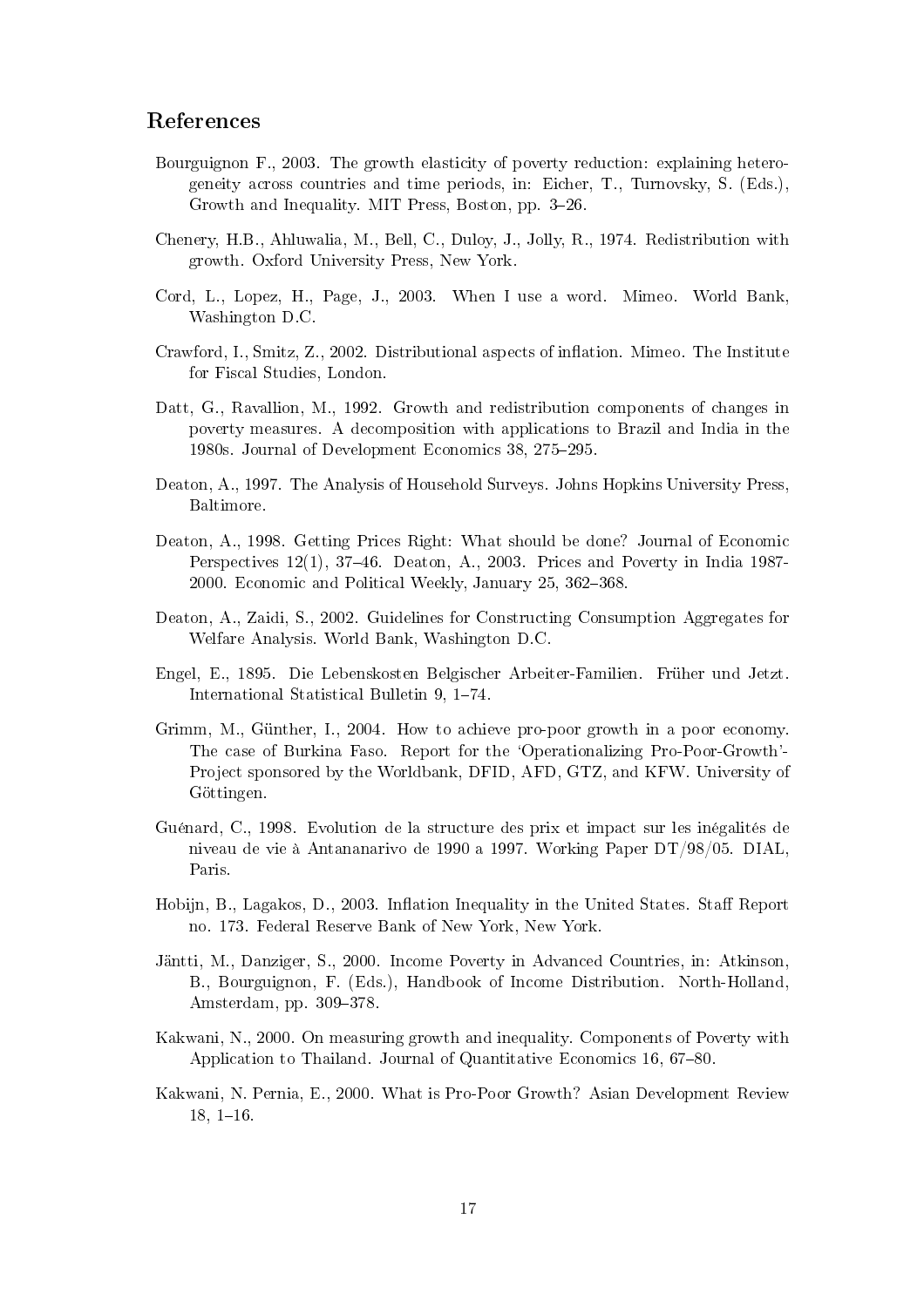## References

Bourguignon F., 2003. The growth elasticity of poverty reduction: explaining heterogeneity across countries and time periods, in: Eicher, T., Turnovsky, S. (Eds.), Growth and Inequality. MIT Press, Boston, pp. 3–26.

Chenery, H.B., Ahluwalia, M., Bell, C., Duloy, J., Jolly, R., 1974. Redistribution with growth. Oxford University Press, New York.

Cord, L., Lopez, H., Page, J., 2003. When I use a word. Mimeo. World Bank, Washington D.C.

Crawford, I., Smitz, Z., 2002. Distributional aspects of inflation. Mimeo. The Institute for Fiscal Studies, London.

Datt, G., Ravallion, M., 1992. Growth and redistribution components of changes in poverty measures. A decomposition with applications to Brazil and India in the 1980s. Journal of Development Economics 38, 275–295.

Deaton, A., 1997. The Analysis of Household Surveys. Johns Hopkins University Press, Baltimore.

Deaton, A., 1998. Getting Prices Right: What should be done? Journal of Economic Perspectives 12(1), 37–46. Deaton, A., 2003. Prices and Poverty in India 1987-2000. Economic and Political Weekly, January 25, 362–368.

Deaton, A., Zaidi, S., 2002. Guidelines for Constructing Consumption Aggregates for Welfare Analysis. World Bank, Washington D.C.

Engel, E., 1895. Die Lebenskosten Belgischer Arbeiter-Familien. Früher und Jetzt. International Statistical Bulletin 9, 1–74.

Grimm, M., Günther, I., 2004. How to achieve pro-poor growth in a poor economy. The case of Burkina Faso. Report for the 'Operationalizing Pro-Poor-Growth'-Project sponsored by the Worldbank, DFID, AFD, GTZ, and KFW. University of Göttingen.

Guénard, C., 1998. Evolution de la structure des prix et impact sur les inégalités de niveau de vie à Antananarivo de 1990 a 1997. Working Paper DT/98/05. DIAL, Paris.

Hobijn, B., Lagakos, D., 2003. Inflation Inequality in the United States. Staff Report no. 173. Federal Reserve Bank of New York, New York.

Jäntti, M., Danziger, S., 2000. Income Poverty in Advanced Countries, in: Atkinson, B., Bourguignon, F. (Eds.), Handbook of Income Distribution. North-Holland, Amsterdam, pp. 309–378.

Kakwani, N., 2000. On measuring growth and inequality. Components of Poverty with Application to Thailand. Journal of Quantitative Economics 16, 67–80.

Kakwani, N. Pernia, E., 2000. What is Pro-Poor Growth? Asian Development Review 18, 1–16.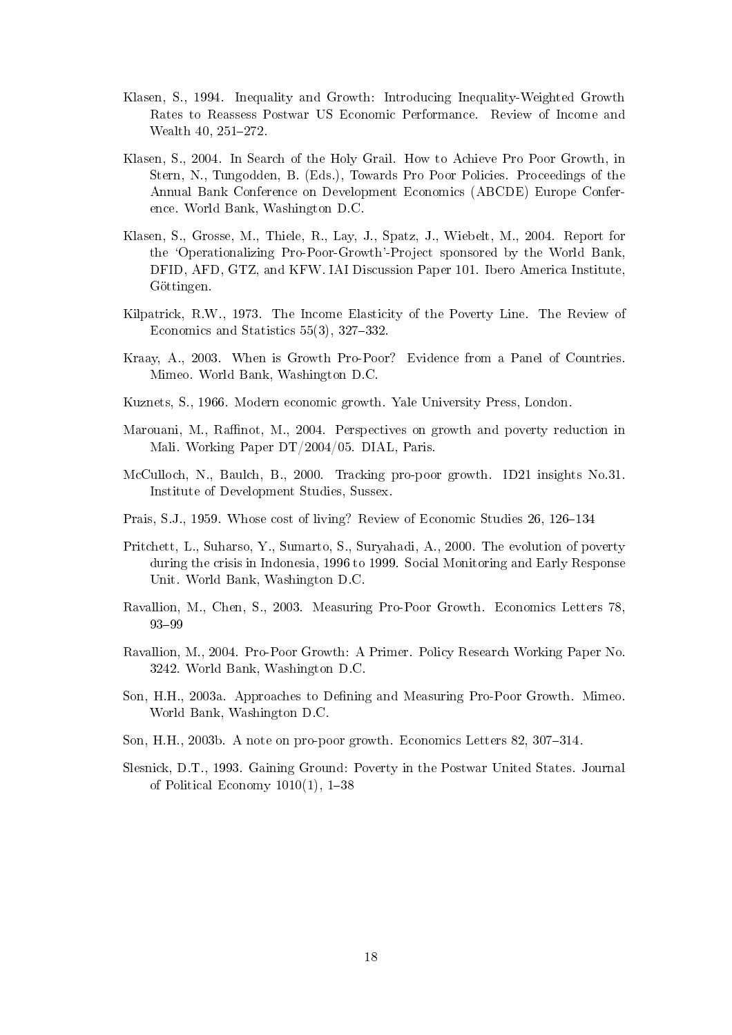Klasen, S., 1994. Inequality and Growth: Introducing Inequality-Weighted Growth Rates to Reassess Postwar US Economic Performance. Review of Income and Wealth 40, 251–272.

Klasen, S., 2004. In Search of the Holy Grail. How to Achieve Pro Poor Growth, in Stern, N., Tungodden, B. (Eds.), Towards Pro Poor Policies. Proceedings of the Annual Bank Conference on Development Economics (ABCDE) Europe Conference. World Bank, Washington D.C.

Klasen, S., Grosse, M., Thiele, R., Lay, J., Spatz, J., Wiebelt, M., 2004. Report for the 'Operationalizing Pro-Poor-Growth'-Project sponsored by the World Bank, DFID, AFD, GTZ, and KFW. IAI Discussion Paper 101. Ibero America Institute, Göttingen.

Kilpatrick, R.W., 1973. The Income Elasticity of the Poverty Line. The Review of Economics and Statistics 55(3), 327–332.

Kraay, A., 2003. When is Growth Pro-Poor? Evidence from a Panel of Countries. Mimeo. World Bank, Washington D.C.

Kuznets, S., 1966. Modern economic growth. Yale University Press, London.

Marouani, M., Raffinot, M., 2004. Perspectives on growth and poverty reduction in Mali. Working Paper DT/2004/05. DIAL, Paris.

McCulloch, N., Baulch, B., 2000. Tracking pro-poor growth. ID21 insights No.31. Institute of Development Studies, Sussex.

Prais, S.J., 1959. Whose cost of living? Review of Economic Studies 26, 126–134

Pritchett, L., Suharso, Y., Sumarto, S., Suryahadi, A., 2000. The evolution of poverty during the crisis in Indonesia, 1996 to 1999. Social Monitoring and Early Response Unit. World Bank, Washington D.C.

Ravallion, M., Chen, S., 2003. Measuring Pro-Poor Growth. Economics Letters 78, 93–99

Ravallion, M., 2004. Pro-Poor Growth: A Primer. Policy Research Working Paper No. 3242. World Bank, Washington D.C.

Son, H.H., 2003a. Approaches to Defining and Measuring Pro-Poor Growth. Mimeo. World Bank, Washington D.C.

Son, H.H., 2003b. A note on pro-poor growth. Economics Letters 82, 307–314.

Slesnick, D.T., 1993. Gaining Ground: Poverty in the Postwar United States. Journal of Political Economy 1010(1), 1–38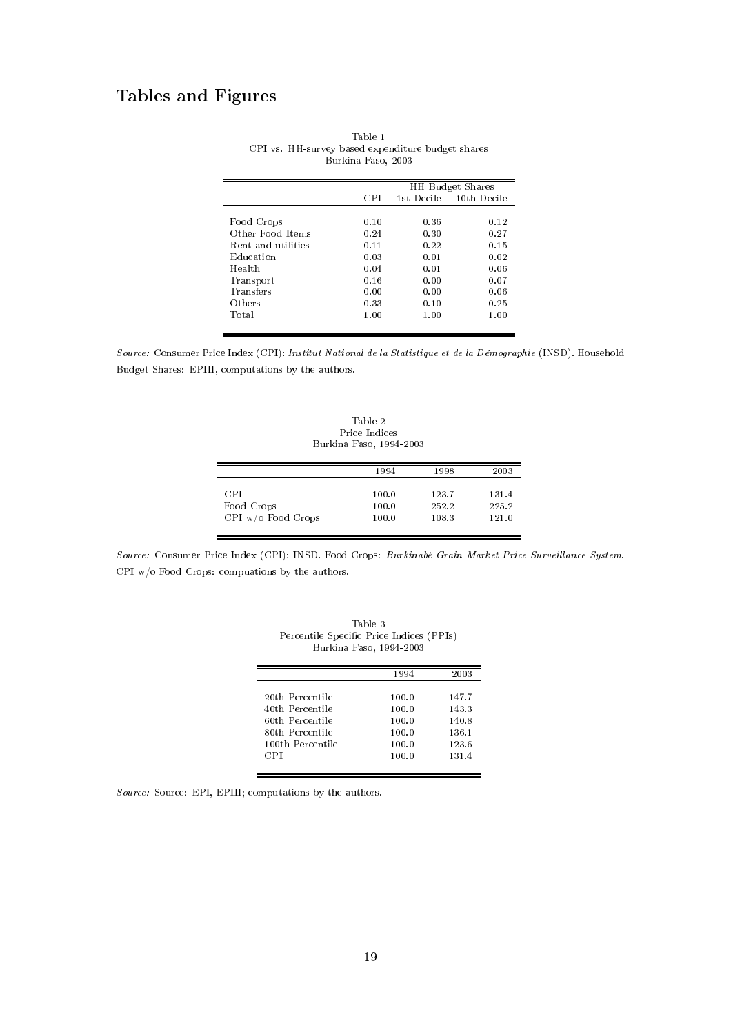# Tables and Figures

Table 1
CPI vs. HH-survey based expenditure budget shares
Burkina Faso, 2003

| | CPI | HH Budget Shares | |
|---|---|---|---|
| | | 1st Decile | 10th Decile |
| Food Crops | 0.10 | 0.36 | 0.12 |
| Other Food Items | 0.24 | 0.30 | 0.27 |
| Rent and utilities | 0.11 | 0.22 | 0.15 |
| Education | 0.03 | 0.01 | 0.02 |
| Health | 0.04 | 0.01 | 0.06 |
| Transport | 0.16 | 0.00 | 0.07 |
| Transfers | 0.00 | 0.00 | 0.06 |
| Others | 0.33 | 0.10 | 0.25 |
| Total | 1.00 | 1.00 | 1.00 |

*Source:* Consumer Price Index (CPI): *Institut National de la Statistique et de la Démographie* (INSD). Household Budget Shares: EPIII, computations by the authors.

Table 2
Price Indices
Burkina Faso, 1994-2003

| | 1994 | 1998 | 2003 |
|---|---|---|---|
| CPI | 100.0 | 123.7 | 131.4 |
| Food Crops | 100.0 | 252.2 | 225.2 |
| CPI w/o Food Crops | 100.0 | 108.3 | 121.0 |

*Source:* Consumer Price Index (CPI): INSD. Food Crops: *Burkinabè Grain Market Price Surveillance System*. CPI w/o Food Crops: compuations by the authors.

Table 3
Percentile Specific Price Indices (PPIs)
Burkina Faso, 1994-2003

| | 1994 | 2003 |
|---|---|---|
| 20th Percentile | 100.0 | 147.7 |
| 40th Percentile | 100.0 | 143.3 |
| 60th Percentile | 100.0 | 140.8 |
| 80th Percentile | 100.0 | 136.1 |
| 100th Percentile | 100.0 | 123.6 |
| CPI | 100.0 | 131.4 |

*Source:* Source: EPI, EPIII; computations by the authors.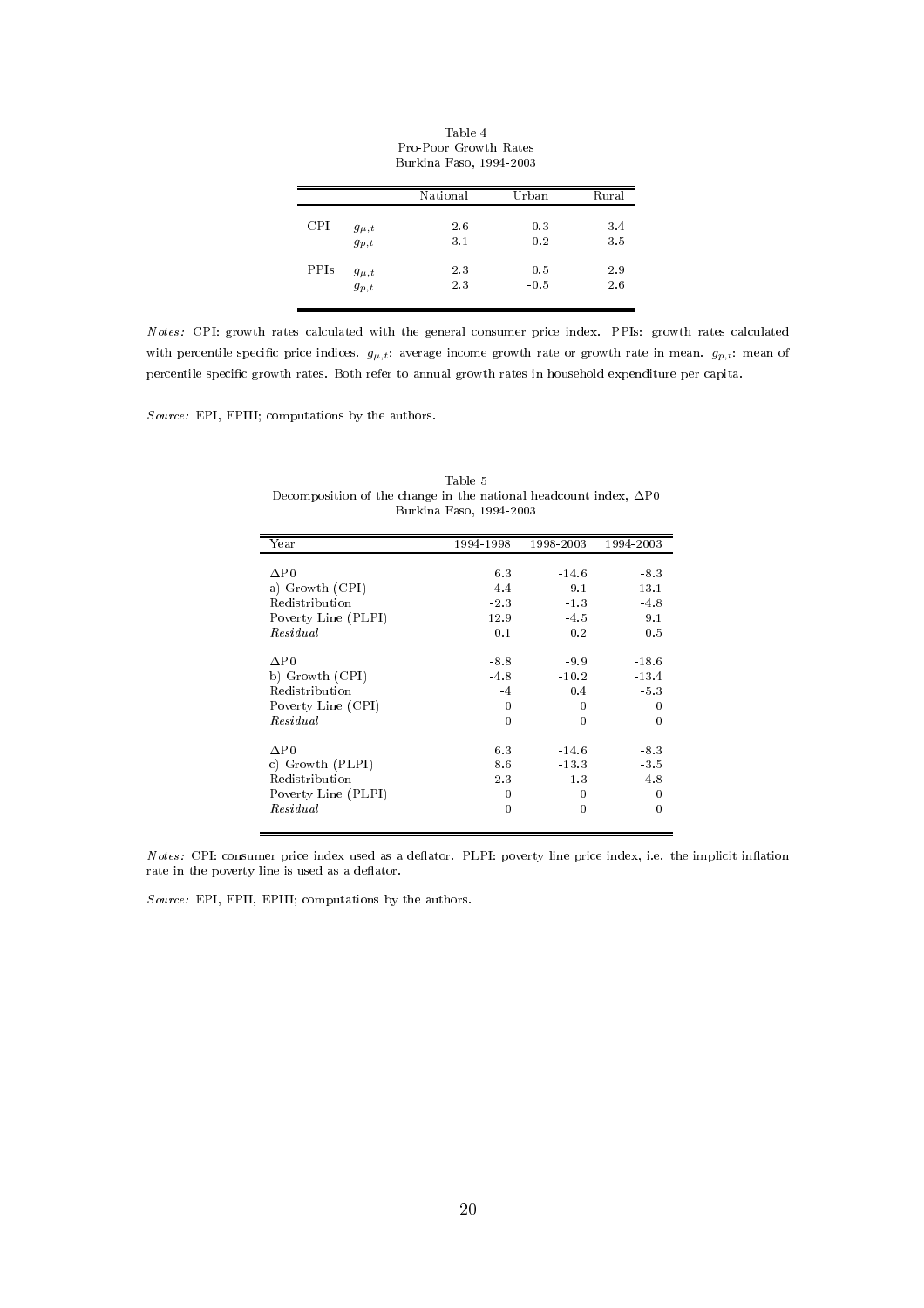Table 4
Pro-Poor Growth Rates
Burkina Faso, 1994-2003

| | | National | Urban | Rural |
|---|---|---|---|---|
| CPI | $g_{\mu,t}$ | 2.6 | 0.3 | 3.4 |
| | $g_{p,t}$ | 3.1 | -0.2 | 3.5 |
| PPIs | $g_{\mu,t}$ | 2.3 | 0.5 | 2.9 |
| | $g_{p,t}$ | 2.3 | -0.5 | 2.6 |

*Notes:* CPI: growth rates calculated with the general consumer price index. PPIs: growth rates calculated with percentile specific price indices. $g_{\mu,t}$: average income growth rate or growth rate in mean. $g_{p,t}$: mean of percentile specific growth rates. Both refer to annual growth rates in household expenditure per capita.

*Source:* EPI, EPIII; computations by the authors.

Table 5
Decomposition of the change in the national headcount index, $\Delta$P0
Burkina Faso, 1994-2003

| Year | 1994-1998 | 1998-2003 | 1994-2003 |
|---|---|---|---|
| $\Delta$P0 | 6.3 | -14.6 | -8.3 |
| a) Growth (CPI) | -4.4 | -9.1 | -13.1 |
| Redistribution | -2.3 | -1.3 | -4.8 |
| Poverty Line (PLPI) | 12.9 | -4.5 | 9.1 |
| *Residual* | 0.1 | 0.2 | 0.5 |
| $\Delta$P0 | -8.8 | -9.9 | -18.6 |
| b) Growth (CPI) | -4.8 | -10.2 | -13.4 |
| Redistribution | -4 | 0.4 | -5.3 |
| Poverty Line (CPI) | 0 | 0 | 0 |
| *Residual* | 0 | 0 | 0 |
| $\Delta$P0 | 6.3 | -14.6 | -8.3 |
| c) Growth (PLPI) | 8.6 | -13.3 | -3.5 |
| Redistribution | -2.3 | -1.3 | -4.8 |
| Poverty Line (PLPI) | 0 | 0 | 0 |
| *Residual* | 0 | 0 | 0 |

*Notes:* CPI: consumer price index used as a deflator. PLPI: poverty line price index, i.e. the implicit inflation rate in the poverty line is used as a deflator.

*Source:* EPI, EPII, EPIII; computations by the authors.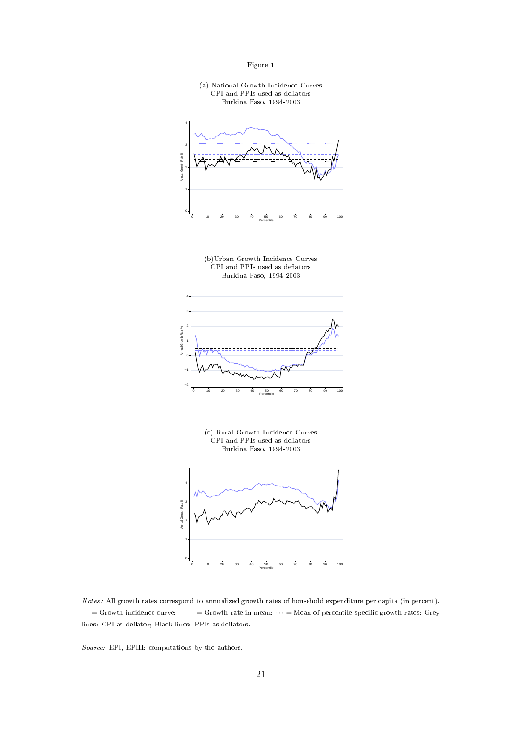Figure 1

(a) National Growth Incidence Curves
CPI and PPIs used as deflators
Burkina Faso, 1994-2003

(b) Urban Growth Incidence Curves
CPI and PPIs used as deflators
Burkina Faso, 1994-2003

(c) Rural Growth Incidence Curves
CPI and PPIs used as deflators
Burkina Faso, 1994-2003

*Notes:* All growth rates correspond to annualized growth rates of household expenditure per capita (in percent). — = Growth incidence curve; – – – = Growth rate in mean; ··· = Mean of percentile specific growth rates; Grey lines: CPI as deflator; Black lines: PPIs as deflators.

*Source:* EPI, EPIII; computations by the authors.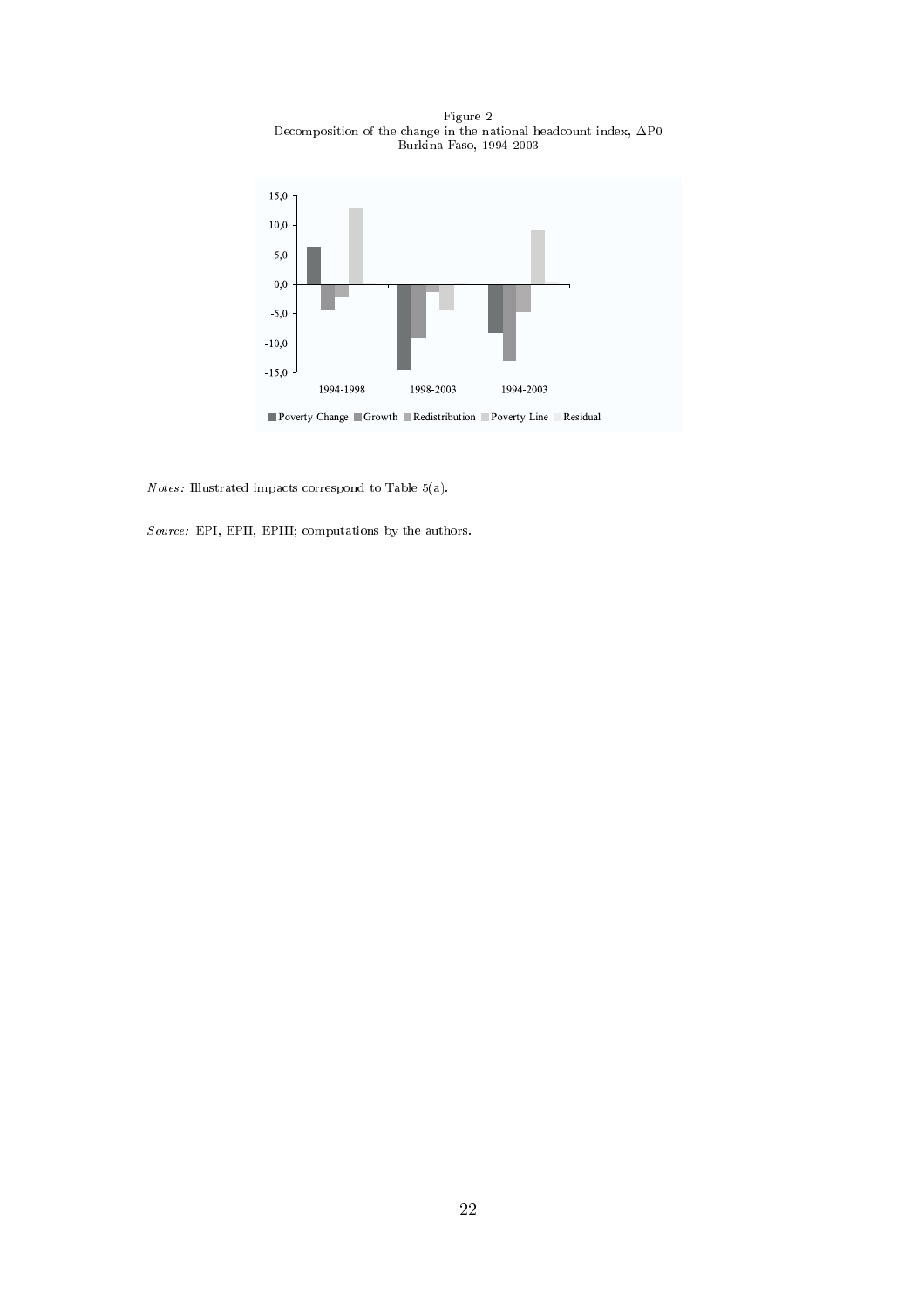Figure 2
Decomposition of the change in the national headcount index, $\Delta$P0
Burkina Faso, 1994-2003

15,0
10,0
5,0
0,0
-5,0
-10,0
-15,0

1994-1998
1998-2003
1994-2003

Poverty Change
Growth
Redistribution
Poverty Line
Residual

*Notes:* Illustrated impacts correspond to Table 5(a).

*Source:* EPI, EPII, EPIII; computations by the authors.